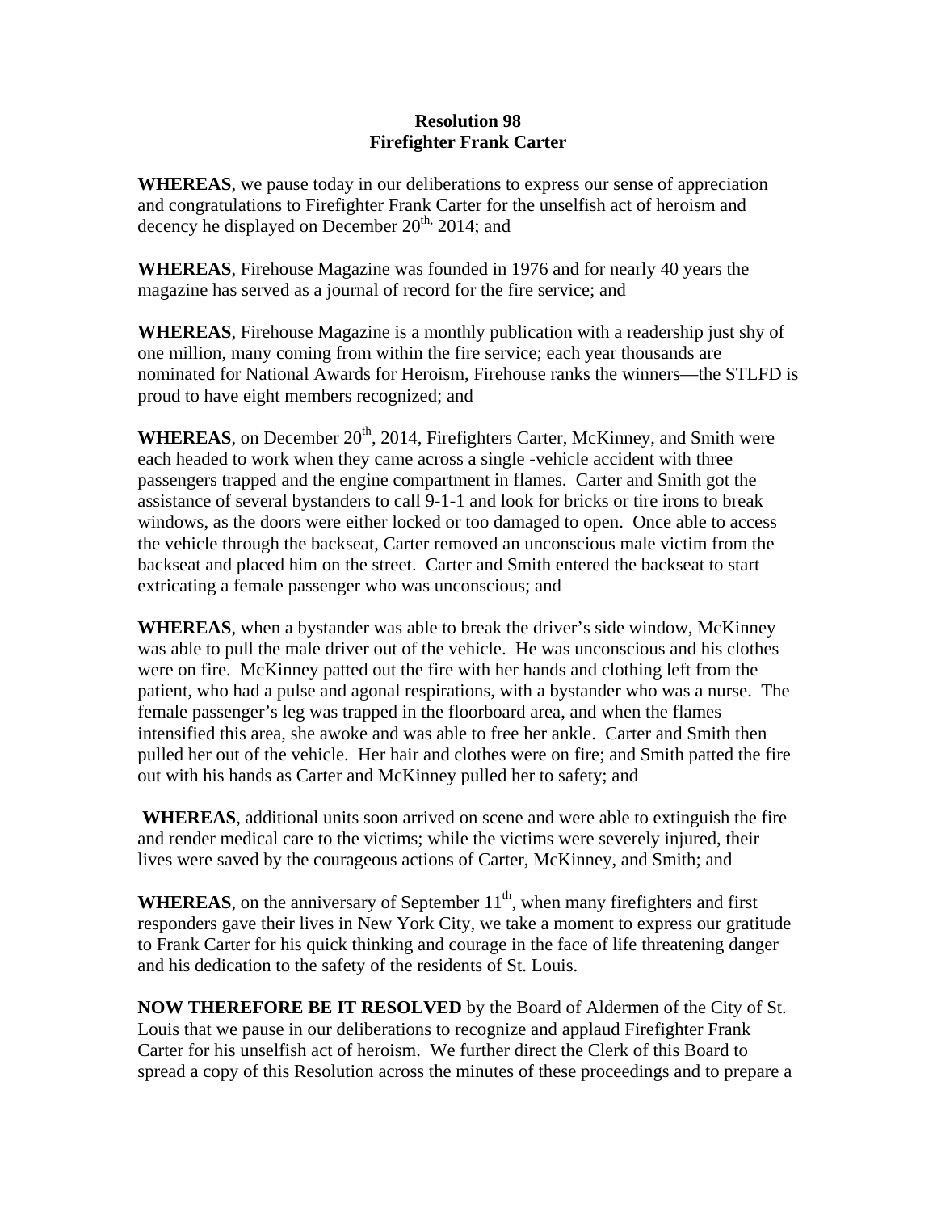**Resolution 98**
**Firefighter Frank Carter**

**WHEREAS**, we pause today in our deliberations to express our sense of appreciation and congratulations to Firefighter Frank Carter for the unselfish act of heroism and decency he displayed on December 20th, 2014; and

**WHEREAS**, Firehouse Magazine was founded in 1976 and for nearly 40 years the magazine has served as a journal of record for the fire service; and

**WHEREAS**, Firehouse Magazine is a monthly publication with a readership just shy of one million, many coming from within the fire service; each year thousands are nominated for National Awards for Heroism, Firehouse ranks the winners—the STLFD is proud to have eight members recognized; and

**WHEREAS**, on December 20th, 2014, Firefighters Carter, McKinney, and Smith were each headed to work when they came across a single -vehicle accident with three passengers trapped and the engine compartment in flames. Carter and Smith got the assistance of several bystanders to call 9-1-1 and look for bricks or tire irons to break windows, as the doors were either locked or too damaged to open. Once able to access the vehicle through the backseat, Carter removed an unconscious male victim from the backseat and placed him on the street. Carter and Smith entered the backseat to start extricating a female passenger who was unconscious; and

**WHEREAS**, when a bystander was able to break the driver's side window, McKinney was able to pull the male driver out of the vehicle. He was unconscious and his clothes were on fire. McKinney patted out the fire with her hands and clothing left from the patient, who had a pulse and agonal respirations, with a bystander who was a nurse. The female passenger's leg was trapped in the floorboard area, and when the flames intensified this area, she awoke and was able to free her ankle. Carter and Smith then pulled her out of the vehicle. Her hair and clothes were on fire; and Smith patted the fire out with his hands as Carter and McKinney pulled her to safety; and

**WHEREAS**, additional units soon arrived on scene and were able to extinguish the fire and render medical care to the victims; while the victims were severely injured, their lives were saved by the courageous actions of Carter, McKinney, and Smith; and

**WHEREAS**, on the anniversary of September 11th, when many firefighters and first responders gave their lives in New York City, we take a moment to express our gratitude to Frank Carter for his quick thinking and courage in the face of life threatening danger and his dedication to the safety of the residents of St. Louis.

**NOW THEREFORE BE IT RESOLVED** by the Board of Aldermen of the City of St. Louis that we pause in our deliberations to recognize and applaud Firefighter Frank Carter for his unselfish act of heroism. We further direct the Clerk of this Board to spread a copy of this Resolution across the minutes of these proceedings and to prepare a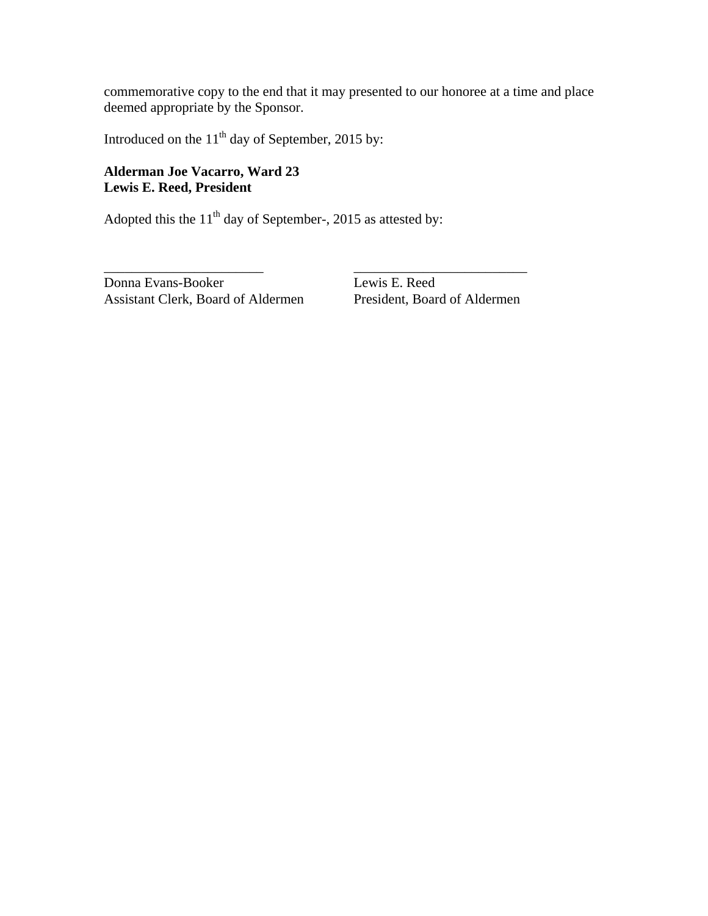commemorative copy to the end that it may presented to our honoree at a time and place deemed appropriate by the Sponsor.

Introduced on the 11th day of September, 2015 by:

**Alderman Joe Vacarro, Ward 23**
**Lewis E. Reed, President**

Adopted this the 11th day of September-, 2015 as attested by:

| | |
|---|---|
| _______________________ | _________________________ |
| Donna Evans-Booker | Lewis E. Reed |
| Assistant Clerk, Board of Aldermen | President, Board of Aldermen |